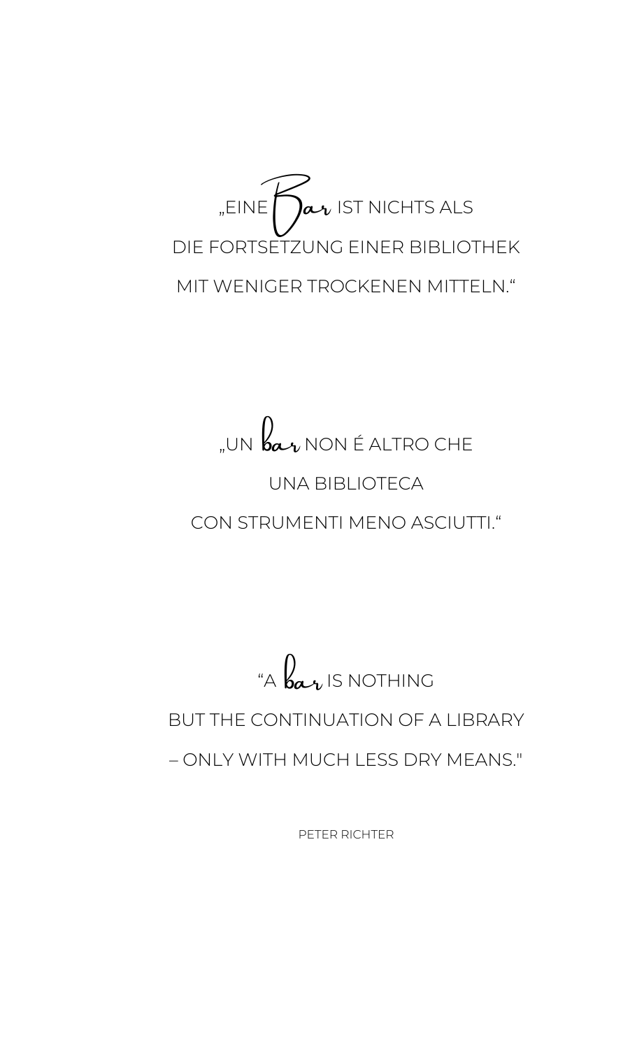„EINE *Bar* IST NICHTS ALS
DIE FORTSETZUNG EINER BIBLIOTHEK
MIT WENIGER TROCKENEN MITTELN.“

„UN *bar* NON É ALTRO CHE
UNA BIBLIOTECA
CON STRUMENTI MENO ASCIUTTI.“

“A *bar* IS NOTHING
BUT THE CONTINUATION OF A LIBRARY
– ONLY WITH MUCH LESS DRY MEANS."

PETER RICHTER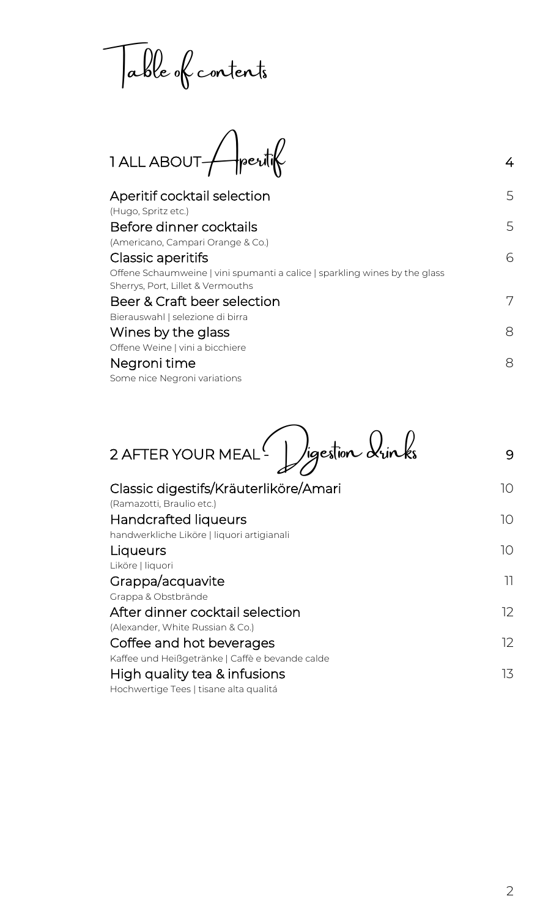# Table of contents

## 1 ALL ABOUT Aperitif — 4

**Aperitif cocktail selection** — 5
(Hugo, Spritz etc.)

**Before dinner cocktails** — 5
(Americano, Campari Orange & Co.)

**Classic aperitifs** — 6
Offene Schaumweine | vini spumanti a calice | sparkling wines by the glass
Sherrys, Port, Lillet & Vermouths

**Beer & Craft beer selection** — 7
Bierauswahl | selezione di birra

**Wines by the glass** — 8
Offene Weine | vini a bicchiere

**Negroni time** — 8
Some nice Negroni variations

## 2 AFTER YOUR MEAL - Digestion drinks — 9

**Classic digestifs/Kräuterliköre/Amari** — 10
(Ramazotti, Braulio etc.)

**Handcrafted liqueurs** — 10
handwerkliche Liköre | liquori artigianali

**Liqueurs** — 10
Liköre | liquori

**Grappa/acquavite** — 11
Grappa & Obstbrände

**After dinner cocktail selection** — 12
(Alexander, White Russian & Co.)

**Coffee and hot beverages** — 12
Kaffee und Heißgetränke | Caffè e bevande calde

**High quality tea & infusions** — 13
Hochwertige Tees | tisane alta qualitá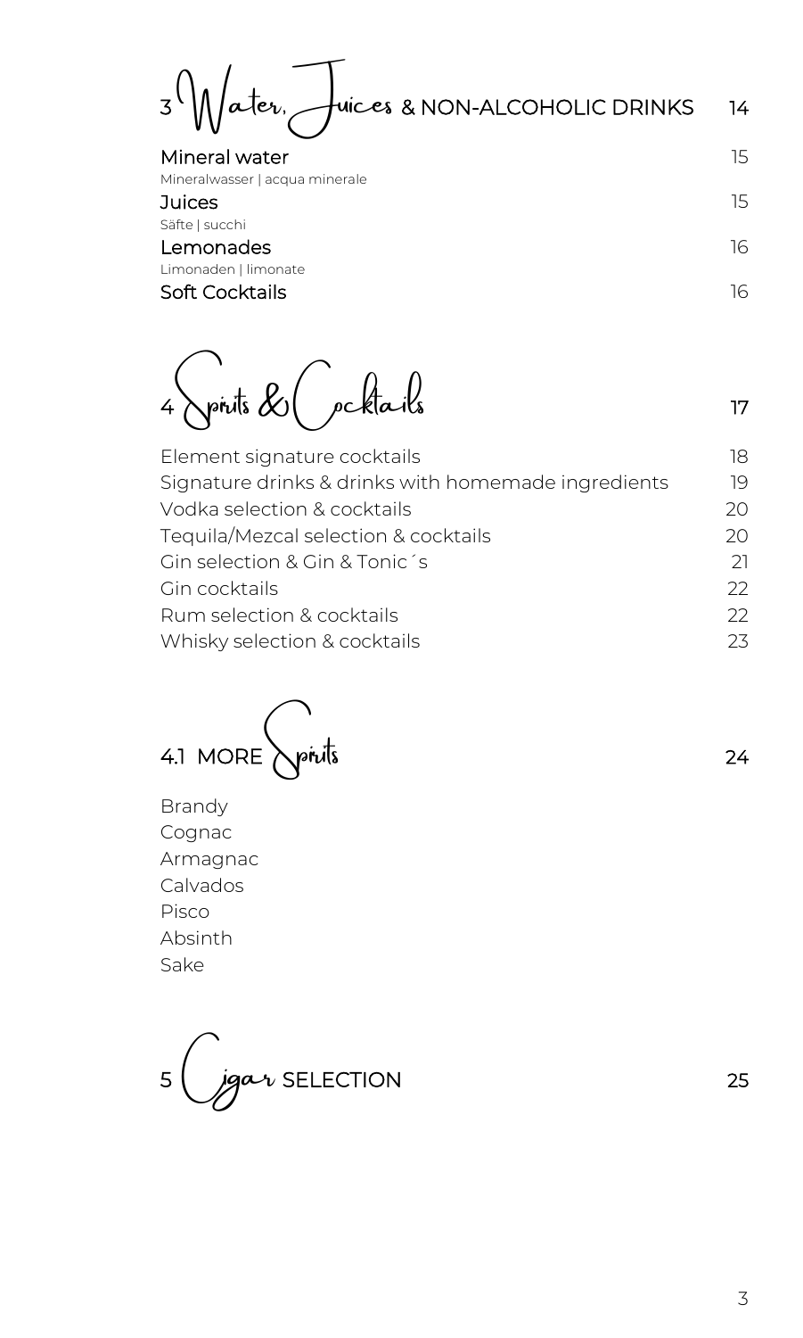## 3 Water, Juices & NON-ALCOHOLIC DRINKS — 14

**Mineral water** — 15
Mineralwasser | acqua minerale

**Juices** — 15
Säfte | succhi

**Lemonades** — 16
Limonaden | limonate

**Soft Cocktails** — 16

## 4 Spirits & Cocktails — 17

Element signature cocktails — 18
Signature drinks & drinks with homemade ingredients — 19
Vodka selection & cocktails — 20
Tequila/Mezcal selection & cocktails — 20
Gin selection & Gin & Tonic´s — 21
Gin cocktails — 22
Rum selection & cocktails — 22
Whisky selection & cocktails — 23

## 4.1 MORE Spirits — 24

Brandy
Cognac
Armagnac
Calvados
Pisco
Absinth
Sake

## 5 Cigar SELECTION — 25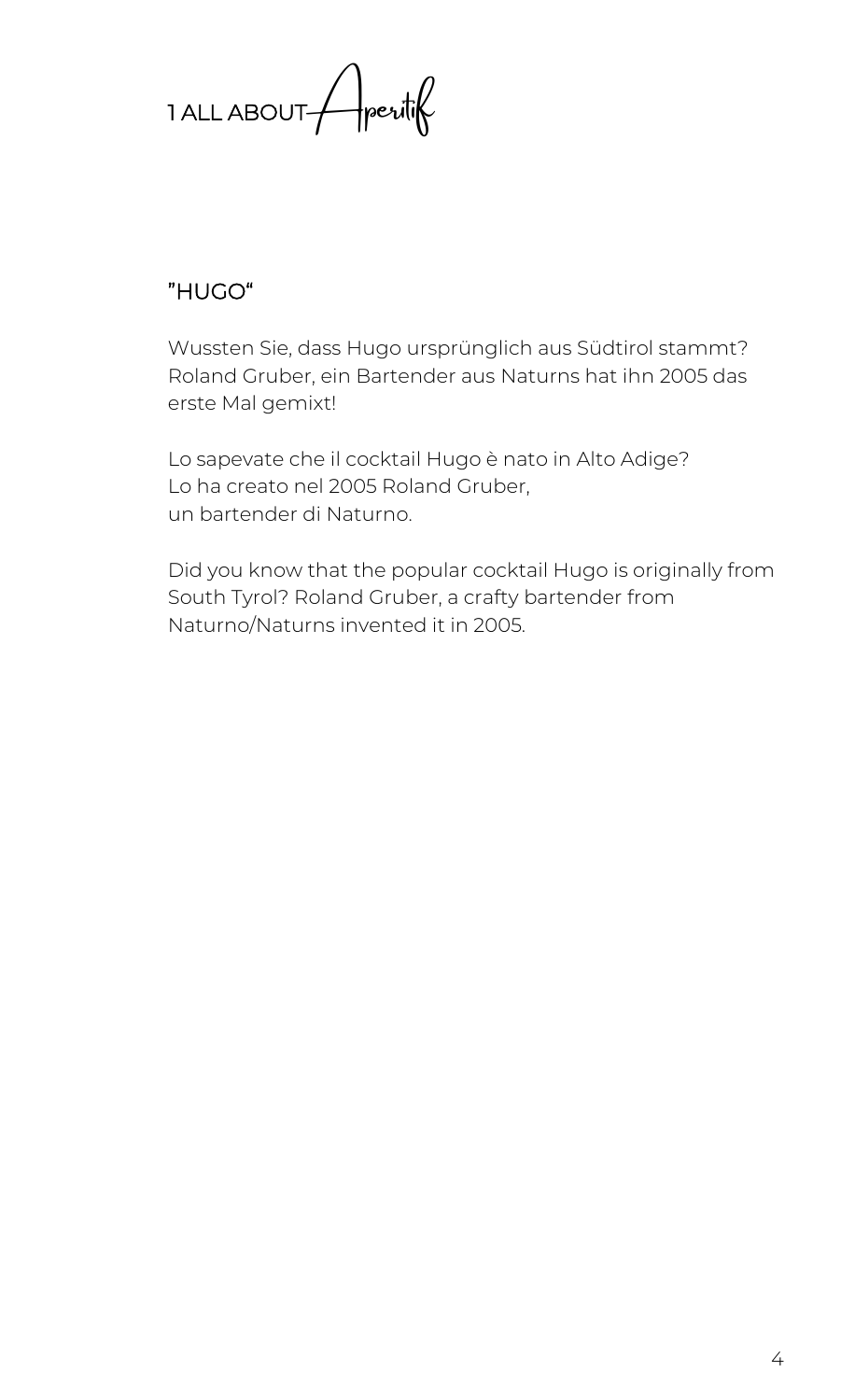# 1 ALL ABOUT Aperitif

## ”HUGO“

Wussten Sie, dass Hugo ursprünglich aus Südtirol stammt? Roland Gruber, ein Bartender aus Naturns hat ihn 2005 das erste Mal gemixt!

Lo sapevate che il cocktail Hugo è nato in Alto Adige?
Lo ha creato nel 2005 Roland Gruber,
un bartender di Naturno.

Did you know that the popular cocktail Hugo is originally from South Tyrol? Roland Gruber, a crafty bartender from Naturno/Naturns invented it in 2005.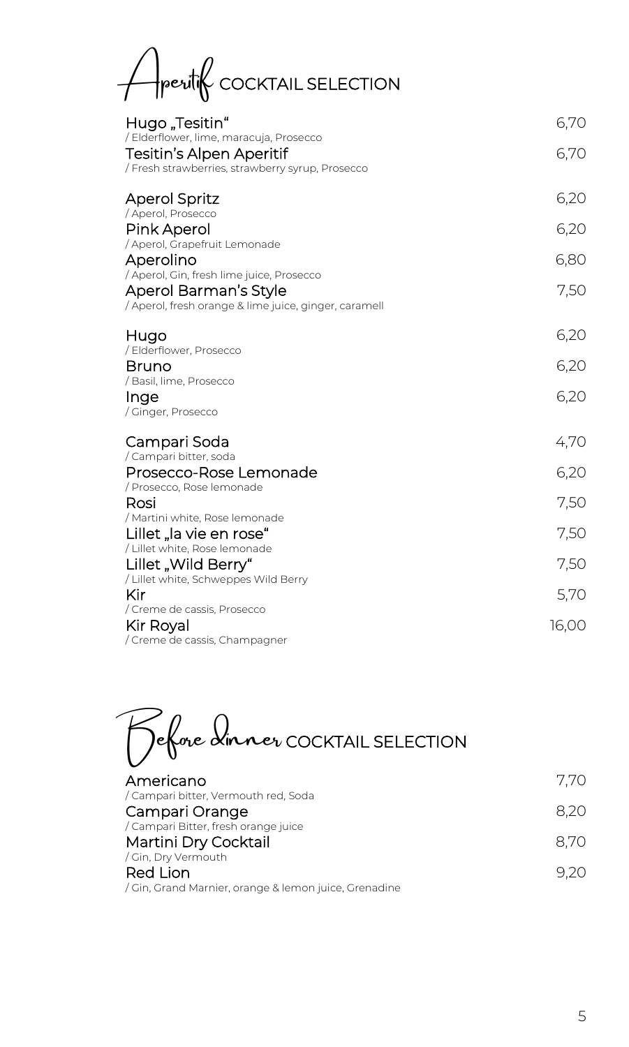# Aperitif COCKTAIL SELECTION

**Hugo „Tesitin“** — 6,70
/ Elderflower, lime, maracuja, Prosecco

**Tesitin's Alpen Aperitif** — 6,70
/ Fresh strawberries, strawberry syrup, Prosecco

**Aperol Spritz** — 6,20
/ Aperol, Prosecco

**Pink Aperol** — 6,20
/ Aperol, Grapefruit Lemonade

**Aperolino** — 6,80
/ Aperol, Gin, fresh lime juice, Prosecco

**Aperol Barman's Style** — 7,50
/ Aperol, fresh orange & lime juice, ginger, caramell

**Hugo** — 6,20
/ Elderflower, Prosecco

**Bruno** — 6,20
/ Basil, lime, Prosecco

**Inge** — 6,20
/ Ginger, Prosecco

**Campari Soda** — 4,70
/ Campari bitter, soda

**Prosecco-Rose Lemonade** — 6,20
/ Prosecco, Rose lemonade

**Rosi** — 7,50
/ Martini white, Rose lemonade

**Lillet „la vie en rose“** — 7,50
/ Lillet white, Rose lemonade

**Lillet „Wild Berry“** — 7,50
/ Lillet white, Schweppes Wild Berry

**Kir** — 5,70
/ Creme de cassis, Prosecco

**Kir Royal** — 16,00
/ Creme de cassis, Champagner

# Before dinner COCKTAIL SELECTION

**Americano** — 7,70
/ Campari bitter, Vermouth red, Soda

**Campari Orange** — 8,20
/ Campari Bitter, fresh orange juice

**Martini Dry Cocktail** — 8,70
/ Gin, Dry Vermouth

**Red Lion** — 9,20
/ Gin, Grand Marnier, orange & lemon juice, Grenadine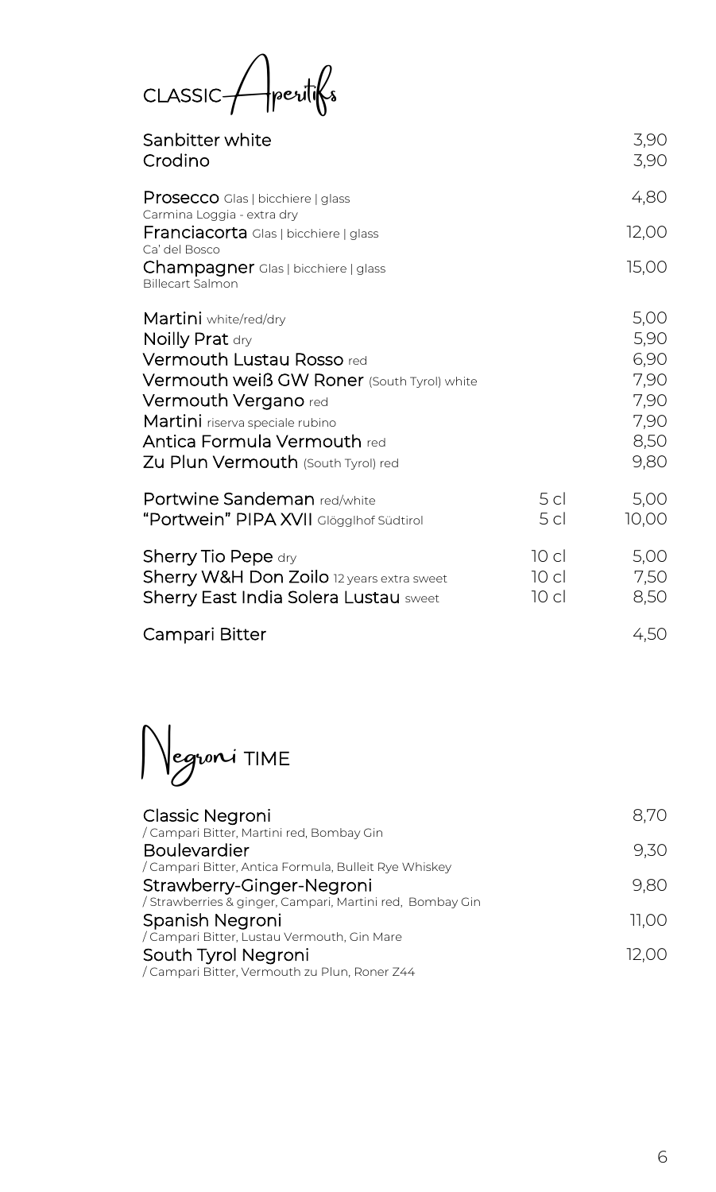# CLASSIC Aperitifs

| | | |
|---|---|---|
| Sanbitter white | | 3,90 |
| Crodino | | 3,90 |
| **Prosecco** Glas \| bicchiere \| glass<br>Carmina Loggia - extra dry | | 4,80 |
| **Franciacorta** Glas \| bicchiere \| glass<br>Ca' del Bosco | | 12,00 |
| **Champagner** Glas \| bicchiere \| glass<br>Billecart Salmon | | 15,00 |
| **Martini** white/red/dry | | 5,00 |
| **Noilly Prat** dry | | 5,90 |
| **Vermouth Lustau Rosso** red | | 6,90 |
| **Vermouth weiß GW Roner** (South Tyrol) white | | 7,90 |
| **Vermouth Vergano** red | | 7,90 |
| **Martini** riserva speciale rubino | | 7,90 |
| **Antica Formula Vermouth** red | | 8,50 |
| **Zu Plun Vermouth** (South Tyrol) red | | 9,80 |
| **Portwine Sandeman** red/white | 5 cl | 5,00 |
| **"Portwein" PIPA XVII** Glögglhof Südtirol | 5 cl | 10,00 |
| **Sherry Tio Pepe** dry | 10 cl | 5,00 |
| **Sherry W&H Don Zoilo** 12 years extra sweet | 10 cl | 7,50 |
| **Sherry East India Solera Lustau** sweet | 10 cl | 8,50 |
| Campari Bitter | | 4,50 |

# Negroni TIME

| | |
|---|---|
| Classic Negroni<br>/ Campari Bitter, Martini red, Bombay Gin | 8,70 |
| Boulevardier<br>/ Campari Bitter, Antica Formula, Bulleit Rye Whiskey | 9,30 |
| Strawberry-Ginger-Negroni<br>/ Strawberries & ginger, Campari, Martini red, Bombay Gin | 9,80 |
| Spanish Negroni<br>/ Campari Bitter, Lustau Vermouth, Gin Mare | 11,00 |
| South Tyrol Negroni<br>/ Campari Bitter, Vermouth zu Plun, Roner Z44 | 12,00 |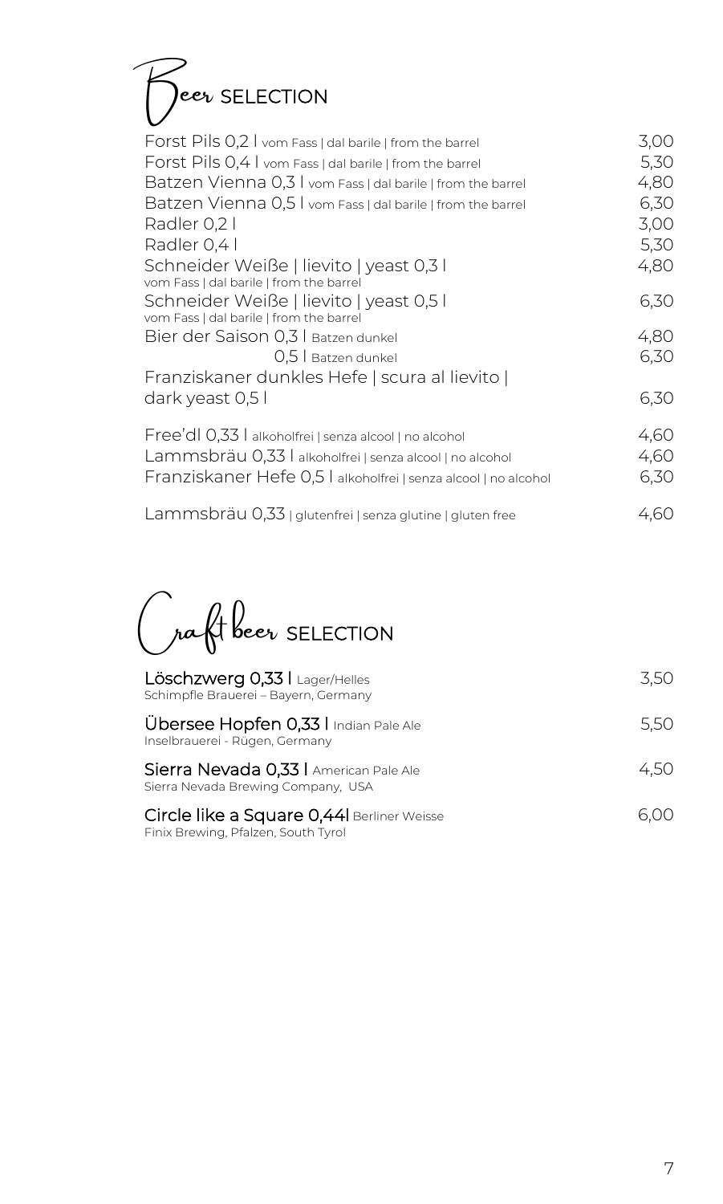# Beer SELECTION

| | |
|---|---|
| Forst Pils 0,2 l vom Fass \| dal barile \| from the barrel | 3,00 |
| Forst Pils 0,4 l vom Fass \| dal barile \| from the barrel | 5,30 |
| Batzen Vienna 0,3 l vom Fass \| dal barile \| from the barrel | 4,80 |
| Batzen Vienna 0,5 l vom Fass \| dal barile \| from the barrel | 6,30 |
| Radler 0,2 l | 3,00 |
| Radler 0,4 l | 5,30 |
| Schneider Weiße \| lievito \| yeast 0,3 l vom Fass \| dal barile \| from the barrel | 4,80 |
| Schneider Weiße \| lievito \| yeast 0,5 l vom Fass \| dal barile \| from the barrel | 6,30 |
| Bier der Saison 0,3 l Batzen dunkel | 4,80 |
| 0,5 l Batzen dunkel | 6,30 |
| Franziskaner dunkles Hefe \| scura al lievito \| dark yeast 0,5 l | 6,30 |
| Free'dl 0,33 l alkoholfrei \| senza alcool \| no alcohol | 4,60 |
| Lammsbräu 0,33 l alkoholfrei \| senza alcool \| no alcohol | 4,60 |
| Franziskaner Hefe 0,5 l alkoholfrei \| senza alcool \| no alcohol | 6,30 |
| Lammsbräu 0,33 \| glutenfrei \| senza glutine \| gluten free | 4,60 |

# Craft beer SELECTION

| | |
|---|---|
| **Löschzwerg 0,33 l** Lager/Helles<br>Schimpfle Brauerei – Bayern, Germany | 3,50 |
| **Übersee Hopfen 0,33 l** Indian Pale Ale<br>Inselbrauerei - Rügen, Germany | 5,50 |
| **Sierra Nevada 0,33 l** American Pale Ale<br>Sierra Nevada Brewing Company, USA | 4,50 |
| **Circle like a Square 0,44l** Berliner Weisse<br>Finix Brewing, Pfalzen, South Tyrol | 6,00 |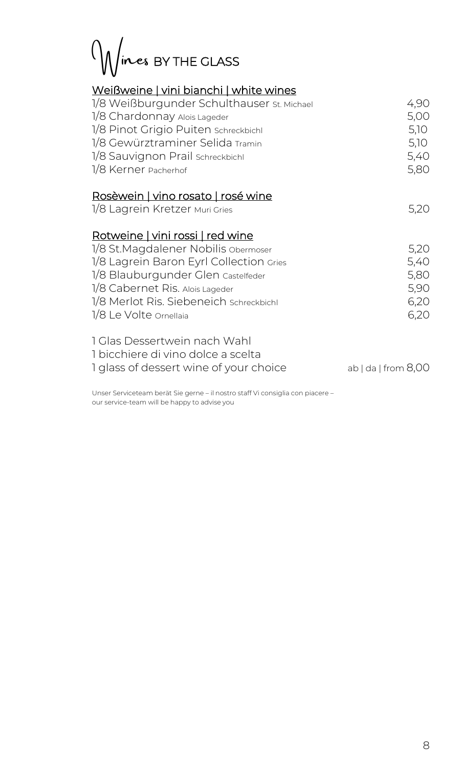# Wines BY THE GLASS

## Weißweine | vini bianchi | white wines

| | |
|---|---|
| 1/8 Weißburgunder Schulthauser St. Michael | 4,90 |
| 1/8 Chardonnay Alois Lageder | 5,00 |
| 1/8 Pinot Grigio Puiten Schreckbichl | 5,10 |
| 1/8 Gewürztraminer Selida Tramin | 5,10 |
| 1/8 Sauvignon Prail Schreckbichl | 5,40 |
| 1/8 Kerner Pacherhof | 5,80 |

## Rosèwein | vino rosato | rosé wine

| | |
|---|---|
| 1/8 Lagrein Kretzer Muri Gries | 5,20 |

## Rotweine | vini rossi | red wine

| | |
|---|---|
| 1/8 St.Magdalener Nobilis Obermoser | 5,20 |
| 1/8 Lagrein Baron Eyrl Collection Gries | 5,40 |
| 1/8 Blauburgunder Glen Castelfeder | 5,80 |
| 1/8 Cabernet Ris. Alois Lageder | 5,90 |
| 1/8 Merlot Ris. Siebeneich Schreckbichl | 6,20 |
| 1/8 Le Volte Ornellaia | 6,20 |

1 Glas Dessertwein nach Wahl
1 bicchiere di vino dolce a scelta
1 glass of dessert wine of your choice — ab | da | from 8,00

Unser Serviceteam berät Sie gerne – il nostro staff Vi consiglia con piacere – our service-team will be happy to advise you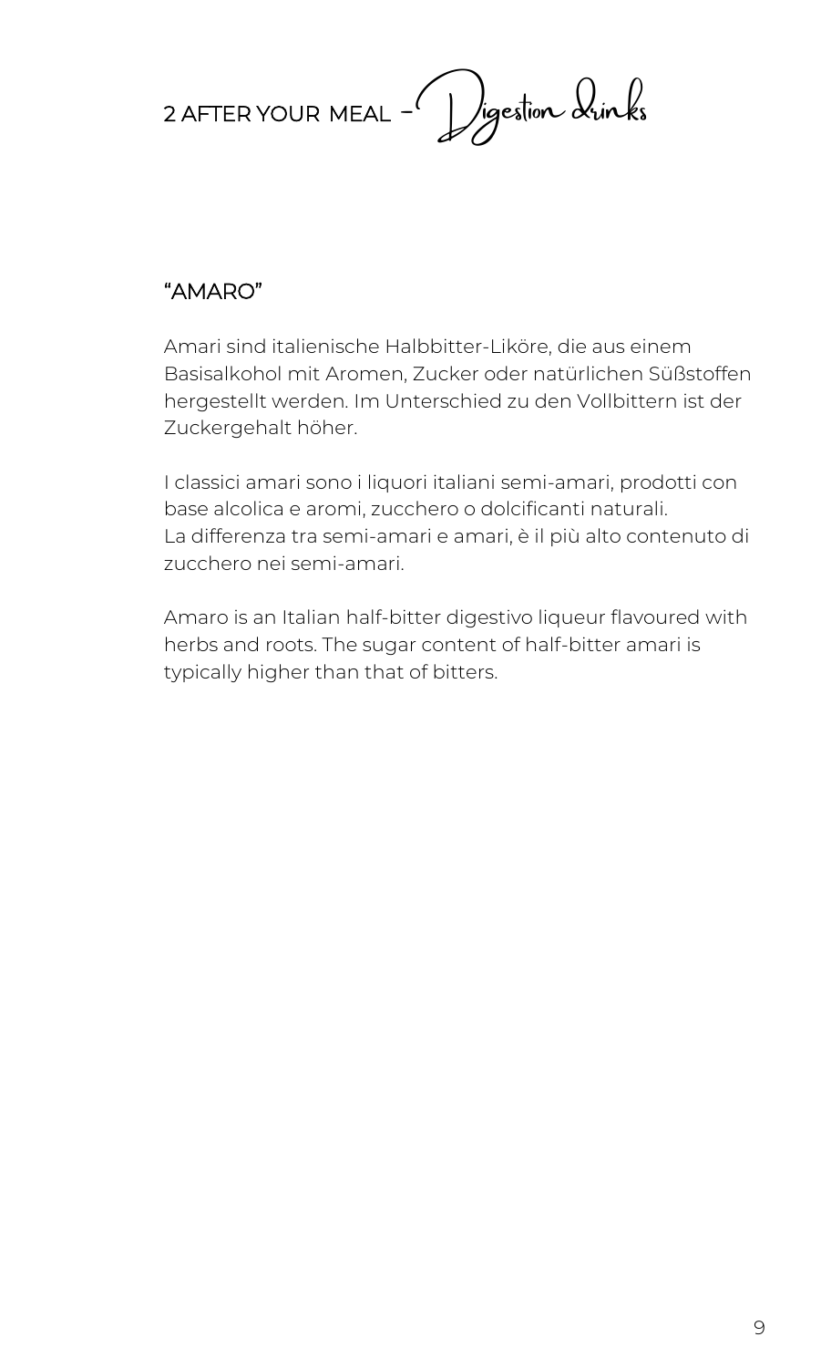# 2 AFTER YOUR MEAL – Digestion Drinks

## "AMARO"

Amari sind italienische Halbbitter-Liköre, die aus einem Basisalkohol mit Aromen, Zucker oder natürlichen Süßstoffen hergestellt werden. Im Unterschied zu den Vollbittern ist der Zuckergehalt höher.

I classici amari sono i liquori italiani semi-amari, prodotti con base alcolica e aromi, zucchero o dolcificanti naturali.
La differenza tra semi-amari e amari, è il più alto contenuto di zucchero nei semi-amari.

Amaro is an Italian half-bitter digestivo liqueur flavoured with herbs and roots. The sugar content of half-bitter amari is typically higher than that of bitters.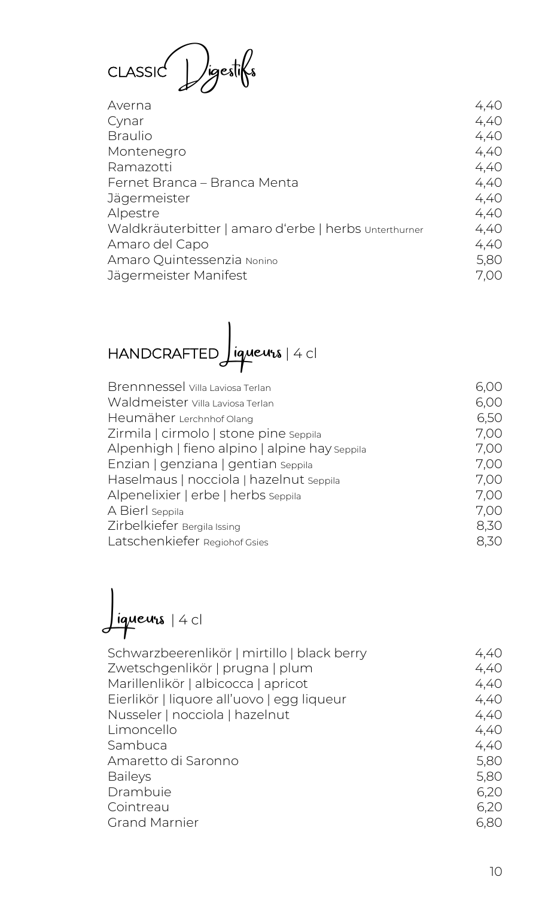## CLASSIC Digestifs

| | |
|---|---|
| Averna | 4,40 |
| Cynar | 4,40 |
| Braulio | 4,40 |
| Montenegro | 4,40 |
| Ramazotti | 4,40 |
| Fernet Branca – Branca Menta | 4,40 |
| Jägermeister | 4,40 |
| Alpestre | 4,40 |
| Waldkräuterbitter \| amaro d'erbe \| herbs Unterthurner | 4,40 |
| Amaro del Capo | 4,40 |
| Amaro Quintessenzia Nonino | 5,80 |
| Jägermeister Manifest | 7,00 |

## HANDCRAFTED Liqueurs | 4 cl

| | |
|---|---|
| Brennnessel Villa Laviosa Terlan | 6,00 |
| Waldmeister Villa Laviosa Terlan | 6,00 |
| Heumäher Lerchnhof Olang | 6,50 |
| Zirmila \| cirmolo \| stone pine Seppila | 7,00 |
| Alpenhigh \| fieno alpino \| alpine hay Seppila | 7,00 |
| Enzian \| genziana \| gentian Seppila | 7,00 |
| Haselmaus \| nocciola \| hazelnut Seppila | 7,00 |
| Alpenelixier \| erbe \| herbs Seppila | 7,00 |
| A Bierl Seppila | 7,00 |
| Zirbelkiefer Bergila Issing | 8,30 |
| Latschenkiefer Regiohof Gsies | 8,30 |

## Liqueurs | 4 cl

| | |
|---|---|
| Schwarzbeerenlikör \| mirtillo \| black berry | 4,40 |
| Zwetschgenlikör \| prugna \| plum | 4,40 |
| Marillenlikör \| albicocca \| apricot | 4,40 |
| Eierlikör \| liquore all'uovo \| egg liqueur | 4,40 |
| Nusseler \| nocciola \| hazelnut | 4,40 |
| Limoncello | 4,40 |
| Sambuca | 4,40 |
| Amaretto di Saronno | 5,80 |
| Baileys | 5,80 |
| Drambuie | 6,20 |
| Cointreau | 6,20 |
| Grand Marnier | 6,80 |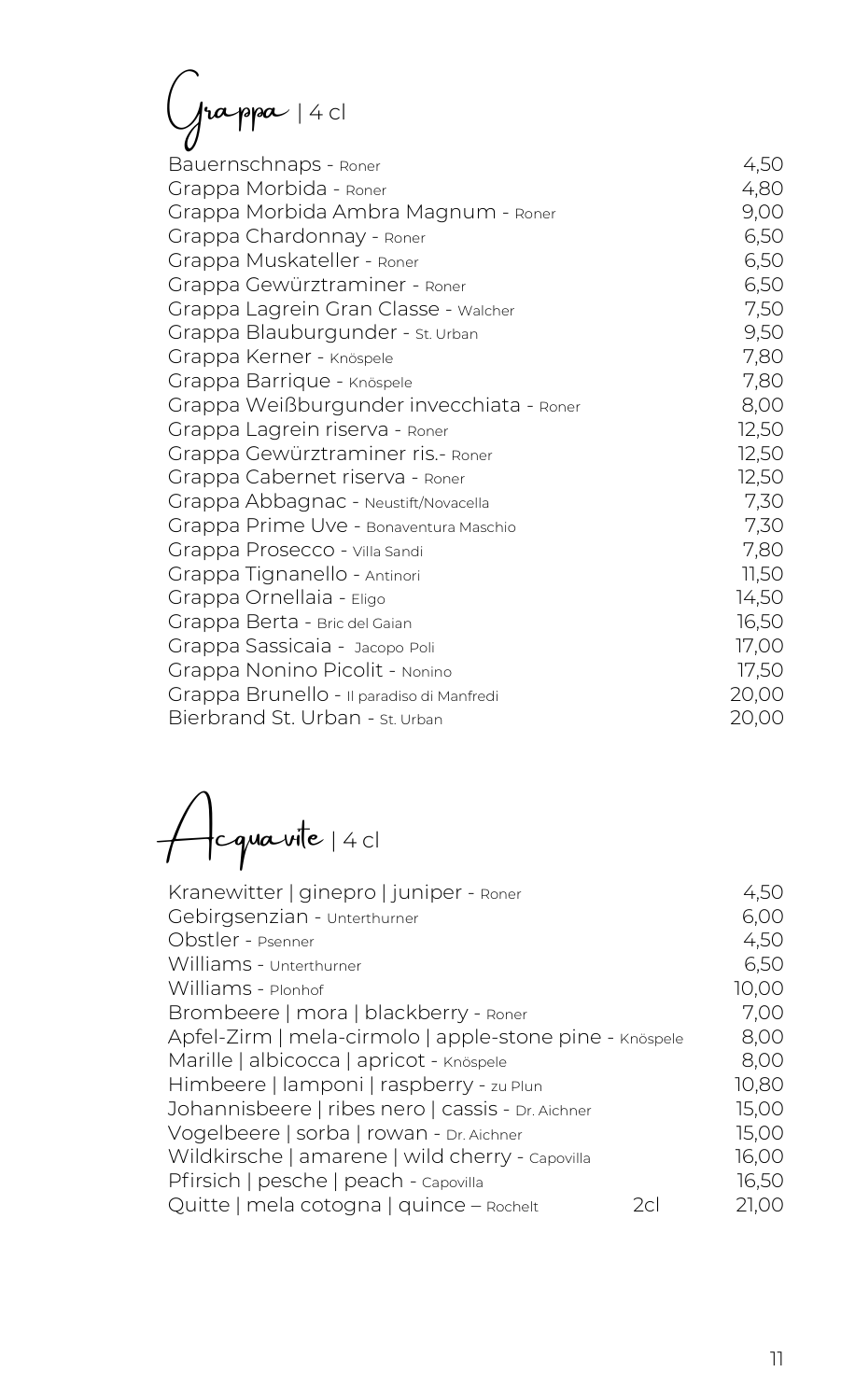# Grappa | 4 cl

| | |
|---|---|
| Bauernschnaps - Roner | 4,50 |
| Grappa Morbida - Roner | 4,80 |
| Grappa Morbida Ambra Magnum - Roner | 9,00 |
| Grappa Chardonnay - Roner | 6,50 |
| Grappa Muskateller - Roner | 6,50 |
| Grappa Gewürztraminer - Roner | 6,50 |
| Grappa Lagrein Gran Classe - Walcher | 7,50 |
| Grappa Blauburgunder - St. Urban | 9,50 |
| Grappa Kerner - Knöspele | 7,80 |
| Grappa Barrique - Knöspele | 7,80 |
| Grappa Weißburgunder invecchiata - Roner | 8,00 |
| Grappa Lagrein riserva - Roner | 12,50 |
| Grappa Gewürztraminer ris.- Roner | 12,50 |
| Grappa Cabernet riserva - Roner | 12,50 |
| Grappa Abbagnac - Neustift/Novacella | 7,30 |
| Grappa Prime Uve - Bonaventura Maschio | 7,30 |
| Grappa Prosecco - Villa Sandi | 7,80 |
| Grappa Tignanello - Antinori | 11,50 |
| Grappa Ornellaia - Eligo | 14,50 |
| Grappa Berta - Bric del Gaian | 16,50 |
| Grappa Sassicaia - Jacopo Poli | 17,00 |
| Grappa Nonino Picolit - Nonino | 17,50 |
| Grappa Brunello - Il paradiso di Manfredi | 20,00 |
| Bierbrand St. Urban - St. Urban | 20,00 |

# Acquavite | 4 cl

| | | |
|---|---|---|
| Kranewitter \| ginepro \| juniper - Roner | | 4,50 |
| Gebirgsenzian - Unterthurner | | 6,00 |
| Obstler - Psenner | | 4,50 |
| Williams - Unterthurner | | 6,50 |
| Williams - Plonhof | | 10,00 |
| Brombeere \| mora \| blackberry - Roner | | 7,00 |
| Apfel-Zirm \| mela-cirmolo \| apple-stone pine - Knöspele | | 8,00 |
| Marille \| albicocca \| apricot - Knöspele | | 8,00 |
| Himbeere \| lamponi \| raspberry - zu Plun | | 10,80 |
| Johannisbeere \| ribes nero \| cassis - Dr. Aichner | | 15,00 |
| Vogelbeere \| sorba \| rowan - Dr. Aichner | | 15,00 |
| Wildkirsche \| amarene \| wild cherry - Capovilla | | 16,00 |
| Pfirsich \| pesche \| peach - Capovilla | | 16,50 |
| Quitte \| mela cotogna \| quince – Rochelt | 2cl | 21,00 |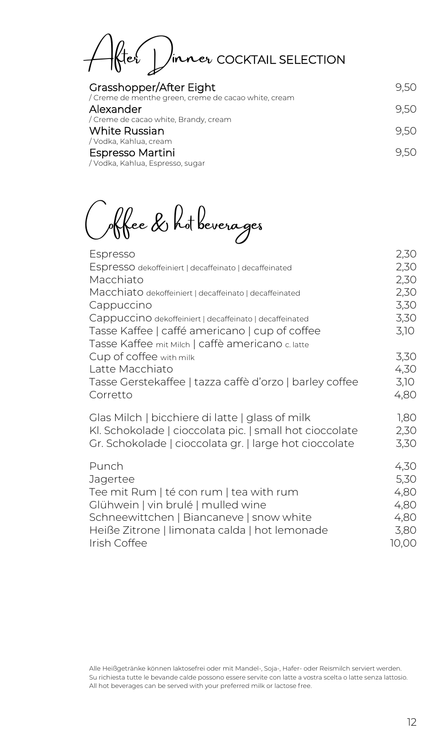# After Dinner COCKTAIL SELECTION

| | |
|---|---|
| **Grasshopper/After Eight** <br> / Creme de menthe green, creme de cacao white, cream | 9,50 |
| **Alexander** <br> / Creme de cacao white, Brandy, cream | 9,50 |
| **White Russian** <br> / Vodka, Kahlua, cream | 9,50 |
| **Espresso Martini** <br> / Vodka, Kahlua, Espresso, sugar | 9,50 |

# Coffee & hot beverages

| | |
|---|---|
| Espresso | 2,30 |
| Espresso dekoffeiniert \| decaffeinato \| decaffeinated | 2,30 |
| Macchiato | 2,30 |
| Macchiato dekoffeiniert \| decaffeinato \| decaffeinated | 2,30 |
| Cappuccino | 3,30 |
| Cappuccino dekoffeiniert \| decaffeinato \| decaffeinated | 3,30 |
| Tasse Kaffee \| caffé americano \| cup of coffee | 3,10 |
| Tasse Kaffee mit Milch \| caffè americano c. latte <br> Cup of coffee with milk | 3,30 |
| Latte Macchiato | 4,30 |
| Tasse Gerstekaffee \| tazza caffè d'orzo \| barley coffee | 3,10 |
| Corretto | 4,80 |
| Glas Milch \| bicchiere di latte \| glass of milk | 1,80 |
| Kl. Schokolade \| cioccolata pic. \| small hot cioccolate | 2,30 |
| Gr. Schokolade \| cioccolata gr. \| large hot cioccolate | 3,30 |
| Punch | 4,30 |
| Jagertee | 5,30 |
| Tee mit Rum \| té con rum \| tea with rum | 4,80 |
| Glühwein \| vin brulé \| mulled wine | 4,80 |
| Schneewittchen \| Biancaneve \| snow white | 4,80 |
| Heiße Zitrone \| limonata calda \| hot lemonade | 3,80 |
| Irish Coffee | 10,00 |

Alle Heißgetränke können laktosefrei oder mit Mandel-, Soja-, Hafer- oder Reismilch serviert werden.
Su richiesta tutte le bevande calde possono essere servite con latte a vostra scelta o latte senza lattosio.
All hot beverages can be served with your preferred milk or lactose free.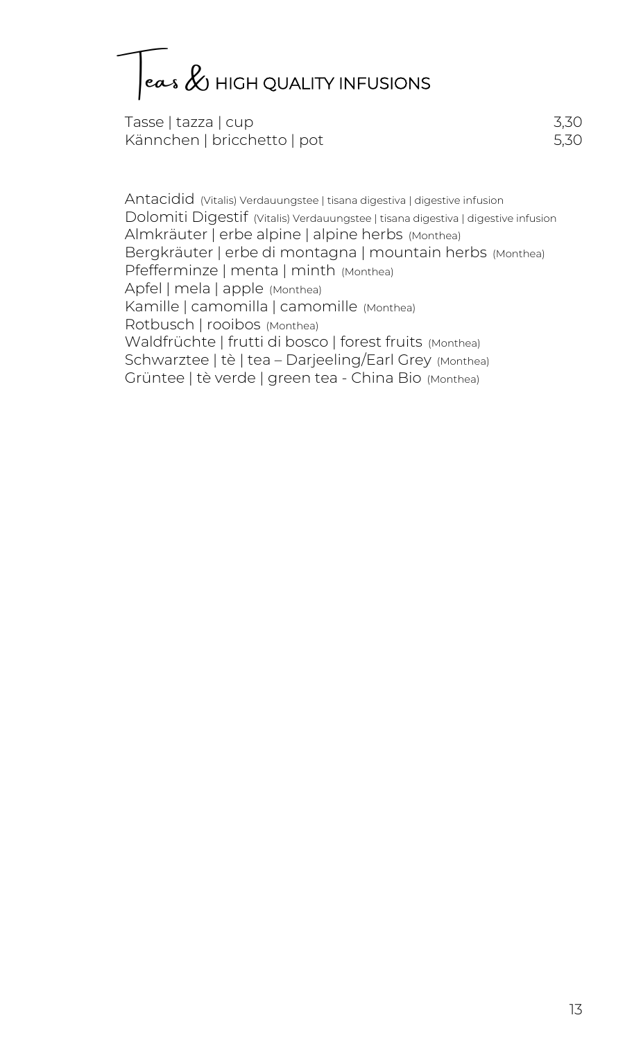# Teas & HIGH QUALITY INFUSIONS

| | |
|---|---|
| Tasse \| tazza \| cup | 3,30 |
| Kännchen \| bricchetto \| pot | 5,30 |

Antacidid (Vitalis) Verdauungstee | tisana digestiva | digestive infusion
Dolomiti Digestif (Vitalis) Verdauungstee | tisana digestiva | digestive infusion
Almkräuter | erbe alpine | alpine herbs (Monthea)
Bergkräuter | erbe di montagna | mountain herbs (Monthea)
Pfefferminze | menta | minth (Monthea)
Apfel | mela | apple (Monthea)
Kamille | camomilla | camomille (Monthea)
Rotbusch | rooibos (Monthea)
Waldfrüchte | frutti di bosco | forest fruits (Monthea)
Schwarztee | tè | tea – Darjeeling/Earl Grey (Monthea)
Grüntee | tè verde | green tea - China Bio (Monthea)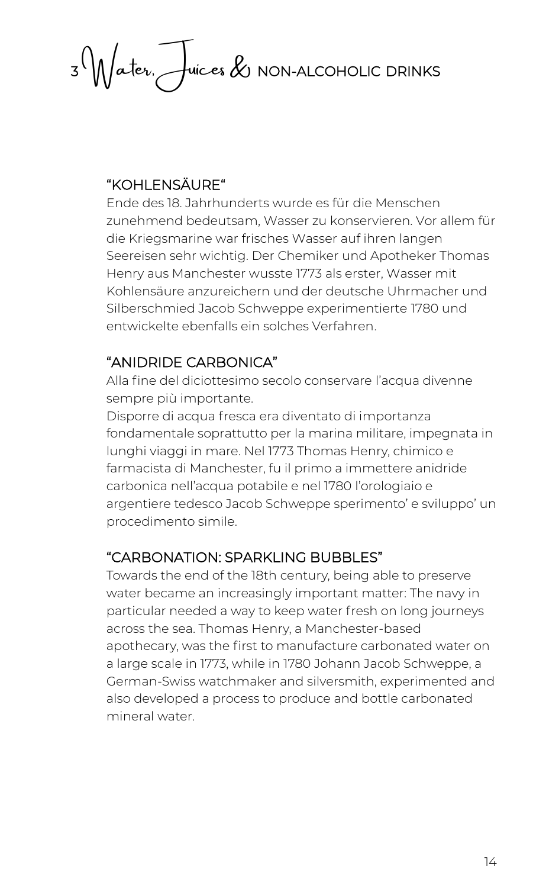# 3 Water, Juices & NON-ALCOHOLIC DRINKS

### "KOHLENSÄURE"

Ende des 18. Jahrhunderts wurde es für die Menschen zunehmend bedeutsam, Wasser zu konservieren. Vor allem für die Kriegsmarine war frisches Wasser auf ihren langen Seereisen sehr wichtig. Der Chemiker und Apotheker Thomas Henry aus Manchester wusste 1773 als erster, Wasser mit Kohlensäure anzureichern und der deutsche Uhrmacher und Silberschmied Jacob Schweppe experimentierte 1780 und entwickelte ebenfalls ein solches Verfahren.

### "ANIDRIDE CARBONICA"

Alla fine del diciottesimo secolo conservare l'acqua divenne sempre più importante.
Disporre di acqua fresca era diventato di importanza fondamentale soprattutto per la marina militare, impegnata in lunghi viaggi in mare. Nel 1773 Thomas Henry, chimico e farmacista di Manchester, fu il primo a immettere anidride carbonica nell'acqua potabile e nel 1780 l'orologiaio e argentiere tedesco Jacob Schweppe sperimento' e sviluppo' un procedimento simile.

### "CARBONATION: SPARKLING BUBBLES"

Towards the end of the 18th century, being able to preserve water became an increasingly important matter: The navy in particular needed a way to keep water fresh on long journeys across the sea. Thomas Henry, a Manchester-based apothecary, was the first to manufacture carbonated water on a large scale in 1773, while in 1780 Johann Jacob Schweppe, a German-Swiss watchmaker and silversmith, experimented and also developed a process to produce and bottle carbonated mineral water.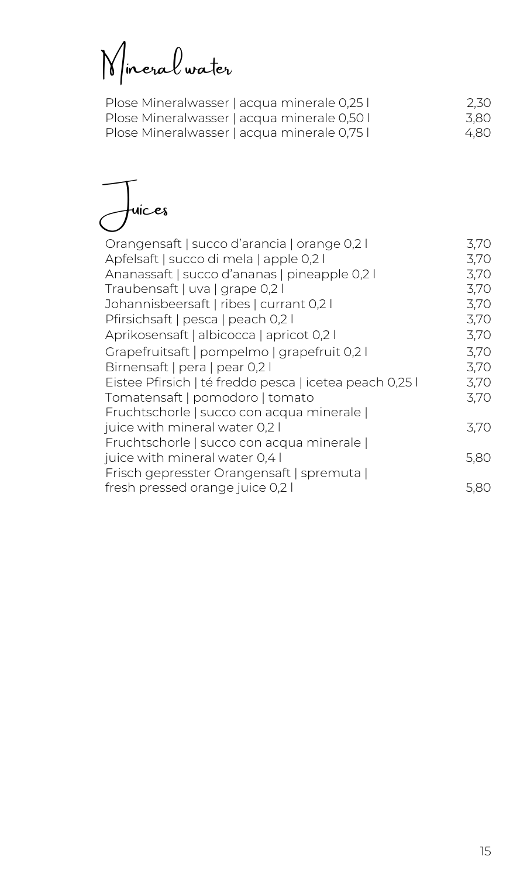# Mineral water

| | |
|---|---|
| Plose Mineralwasser \| acqua minerale 0,25 l | 2,30 |
| Plose Mineralwasser \| acqua minerale 0,50 l | 3,80 |
| Plose Mineralwasser \| acqua minerale 0,75 l | 4,80 |

# Juices

| | |
|---|---|
| Orangensaft \| succo d'arancia \| orange 0,2 l | 3,70 |
| Apfelsaft \| succo di mela \| apple 0,2 l | 3,70 |
| Ananassaft \| succo d'ananas \| pineapple 0,2 l | 3,70 |
| Traubensaft \| uva \| grape 0,2 l | 3,70 |
| Johannisbeersaft \| ribes \| currant 0,2 l | 3,70 |
| Pfirsichsaft \| pesca \| peach 0,2 l | 3,70 |
| Aprikosensaft \| albicocca \| apricot 0,2 l | 3,70 |
| Grapefruitsaft \| pompelmo \| grapefruit 0,2 l | 3,70 |
| Birnensaft \| pera \| pear 0,2 l | 3,70 |
| Eistee Pfirsich \| té freddo pesca \| icetea peach 0,25 l | 3,70 |
| Tomatensaft \| pomodoro \| tomato | 3,70 |
| Fruchtschorle \| succo con acqua minerale \| juice with mineral water 0,2 l | 3,70 |
| Fruchtschorle \| succo con acqua minerale \| juice with mineral water 0,4 l | 5,80 |
| Frisch gepresster Orangensaft \| spremuta \| fresh pressed orange juice 0,2 l | 5,80 |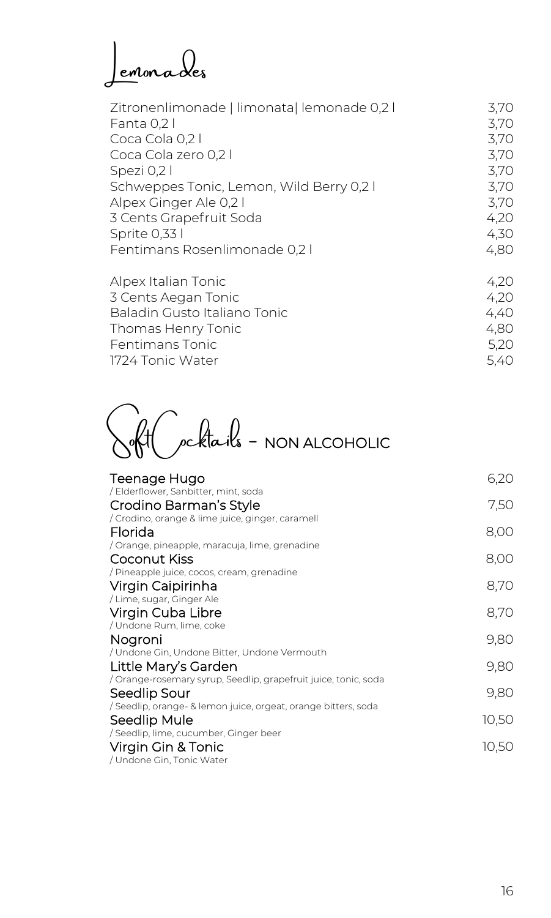# Lemonades

| | |
|---|---|
| Zitronenlimonade \| limonata\| lemonade 0,2 l | 3,70 |
| Fanta 0,2 l | 3,70 |
| Coca Cola 0,2 l | 3,70 |
| Coca Cola zero 0,2 l | 3,70 |
| Spezi 0,2 l | 3,70 |
| Schweppes Tonic, Lemon, Wild Berry 0,2 l | 3,70 |
| Alpex Ginger Ale 0,2 l | 3,70 |
| 3 Cents Grapefruit Soda | 4,20 |
| Sprite 0,33 l | 4,30 |
| Fentimans Rosenlimonade 0,2 l | 4,80 |

| | |
|---|---|
| Alpex Italian Tonic | 4,20 |
| 3 Cents Aegan Tonic | 4,20 |
| Baladin Gusto Italiano Tonic | 4,40 |
| Thomas Henry Tonic | 4,80 |
| Fentimans Tonic | 5,20 |
| 1724 Tonic Water | 5,40 |

# Soft Cocktails – NON ALCOHOLIC

| | |
|---|---|
| Teenage Hugo<br>/ Elderflower, Sanbitter, mint, soda | 6,20 |
| Crodino Barman's Style<br>/ Crodino, orange & lime juice, ginger, caramell | 7,50 |
| Florida<br>/ Orange, pineapple, maracuja, lime, grenadine | 8,00 |
| Coconut Kiss<br>/ Pineapple juice, cocos, cream, grenadine | 8,00 |
| Virgin Caipirinha<br>/ Lime, sugar, Ginger Ale | 8,70 |
| Virgin Cuba Libre<br>/ Undone Rum, lime, coke | 8,70 |
| Nogroni<br>/ Undone Gin, Undone Bitter, Undone Vermouth | 9,80 |
| Little Mary's Garden<br>/ Orange-rosemary syrup, Seedlip, grapefruit juice, tonic, soda | 9,80 |
| Seedlip Sour<br>/ Seedlip, orange- & lemon juice, orgeat, orange bitters, soda | 9,80 |
| Seedlip Mule<br>/ Seedlip, lime, cucumber, Ginger beer | 10,50 |
| Virgin Gin & Tonic<br>/ Undone Gin, Tonic Water | 10,50 |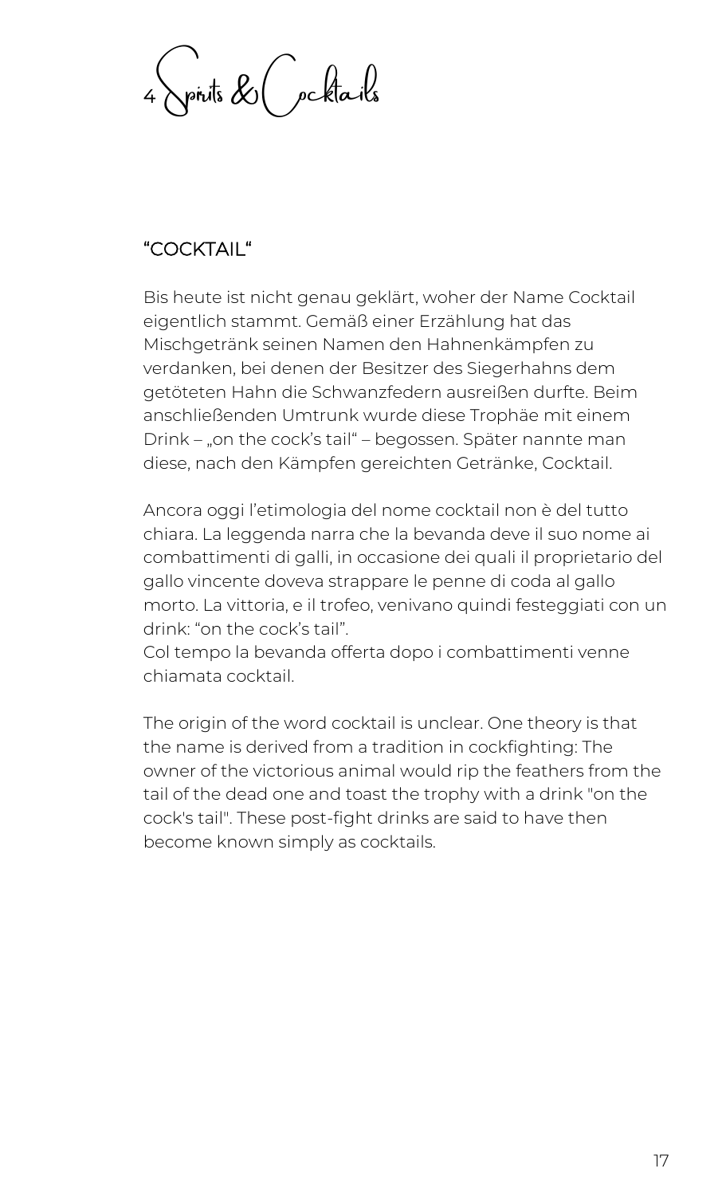4 Spirits & Cocktails

## "COCKTAIL"

Bis heute ist nicht genau geklärt, woher der Name Cocktail eigentlich stammt. Gemäß einer Erzählung hat das Mischgetränk seinen Namen den Hahnenkämpfen zu verdanken, bei denen der Besitzer des Siegerhahns dem getöteten Hahn die Schwanzfedern ausreißen durfte. Beim anschließenden Umtrunk wurde diese Trophäe mit einem Drink – „on the cock's tail" – begossen. Später nannte man diese, nach den Kämpfen gereichten Getränke, Cocktail.

Ancora oggi l'etimologia del nome cocktail non è del tutto chiara. La leggenda narra che la bevanda deve il suo nome ai combattimenti di galli, in occasione dei quali il proprietario del gallo vincente doveva strappare le penne di coda al gallo morto. La vittoria, e il trofeo, venivano quindi festeggiati con un drink: "on the cock's tail".
Col tempo la bevanda offerta dopo i combattimenti venne chiamata cocktail.

The origin of the word cocktail is unclear. One theory is that the name is derived from a tradition in cockfighting: The owner of the victorious animal would rip the feathers from the tail of the dead one and toast the trophy with a drink "on the cock's tail". These post-fight drinks are said to have then become known simply as cocktails.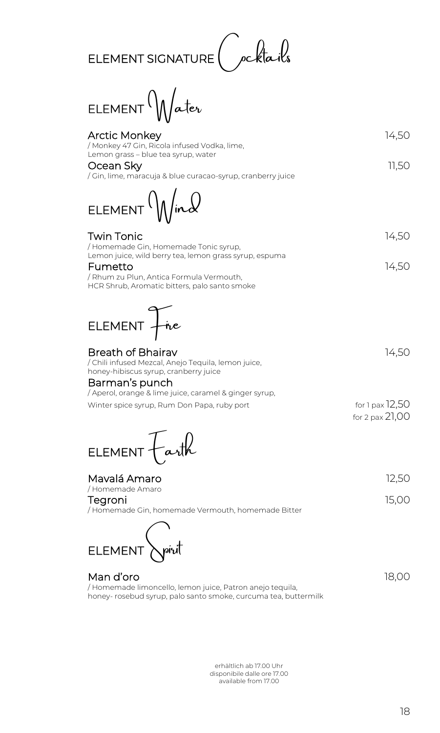# ELEMENT SIGNATURE Cocktails

## ELEMENT Water

**Arctic Monkey** 14,50
/ Monkey 47 Gin, Ricola infused Vodka, lime,
Lemon grass – blue tea syrup, water

**Ocean Sky** 11,50
/ Gin, lime, maracuja & blue curacao-syrup, cranberry juice

## ELEMENT Wind

**Twin Tonic** 14,50
/ Homemade Gin, Homemade Tonic syrup,
Lemon juice, wild berry tea, lemon grass syrup, espuma

**Fumetto** 14,50
/ Rhum zu Plun, Antica Formula Vermouth,
HCR Shrub, Aromatic bitters, palo santo smoke

## ELEMENT Fire

**Breath of Bhairav** 14,50
/ Chili infused Mezcal, Anejo Tequila, lemon juice,
honey-hibiscus syrup, cranberry juice

**Barman's punch**
/ Aperol, orange & lime juice, caramel & ginger syrup,
Winter spice syrup, Rum Don Papa, ruby port

for 1 pax 12,50
for 2 pax 21,00

## ELEMENT Earth

**Mavalá Amaro** 12,50
/ Homemade Amaro

**Tegroni** 15,00
/ Homemade Gin, homemade Vermouth, homemade Bitter

## ELEMENT Spirit

**Man d'oro** 18,00
/ Homemade limoncello, lemon juice, Patron anejo tequila,
honey- rosebud syrup, palo santo smoke, curcuma tea, buttermilk

erhältlich ab 17.00 Uhr
disponibile dalle ore 17.00
available from 17.00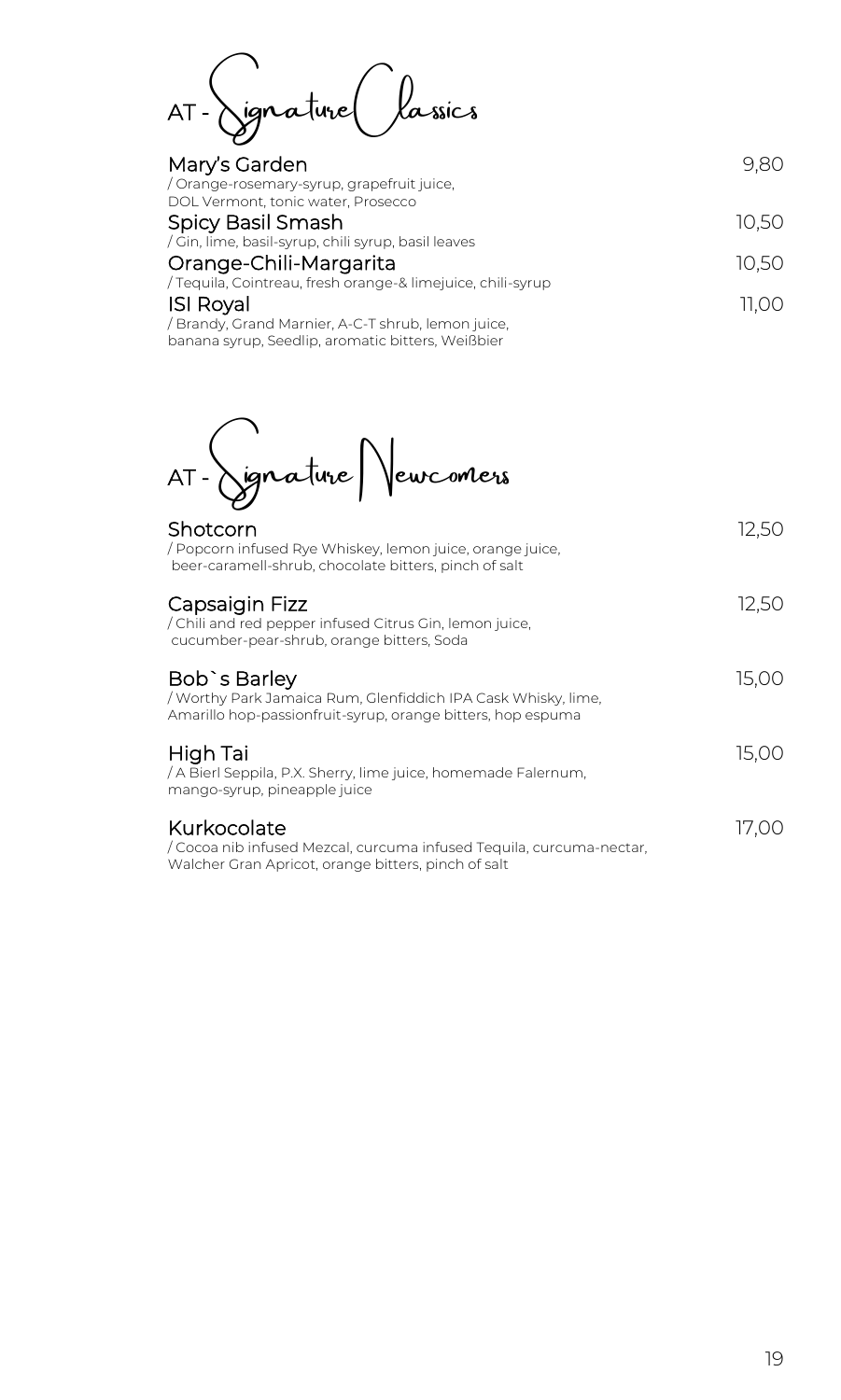# AT - Signature Classics

**Mary's Garden** — 9,80
/ Orange-rosemary-syrup, grapefruit juice, DOL Vermont, tonic water, Prosecco

**Spicy Basil Smash** — 10,50
/ Gin, lime, basil-syrup, chili syrup, basil leaves

**Orange-Chili-Margarita** — 10,50
/ Tequila, Cointreau, fresh orange-& limejuice, chili-syrup

**ISI Royal** — 11,00
/ Brandy, Grand Marnier, A-C-T shrub, lemon juice, banana syrup, Seedlip, aromatic bitters, Weißbier

# AT - Signature Newcomers

**Shotcorn** — 12,50
/ Popcorn infused Rye Whiskey, lemon juice, orange juice, beer-caramell-shrub, chocolate bitters, pinch of salt

**Capsaigin Fizz** — 12,50
/ Chili and red pepper infused Citrus Gin, lemon juice, cucumber-pear-shrub, orange bitters, Soda

**Bob`s Barley** — 15,00
/ Worthy Park Jamaica Rum, Glenfiddich IPA Cask Whisky, lime, Amarillo hop-passionfruit-syrup, orange bitters, hop espuma

**High Tai** — 15,00
/ A Bierl Seppila, P.X. Sherry, lime juice, homemade Falernum, mango-syrup, pineapple juice

**Kurkocolate** — 17,00
/ Cocoa nib infused Mezcal, curcuma infused Tequila, curcuma-nectar, Walcher Gran Apricot, orange bitters, pinch of salt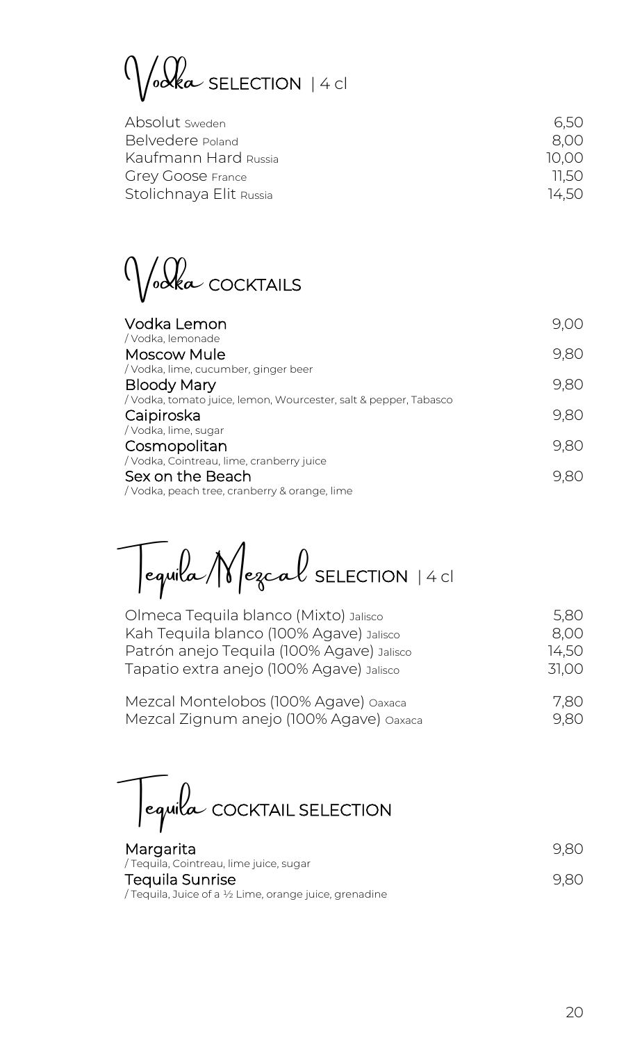## Vodka SELECTION | 4 cl

| | |
|---|---|
| Absolut Sweden | 6,50 |
| Belvedere Poland | 8,00 |
| Kaufmann Hard Russia | 10,00 |
| Grey Goose France | 11,50 |
| Stolichnaya Elit Russia | 14,50 |

## Vodka COCKTAILS

| | |
|---|---|
| **Vodka Lemon**<br>/ Vodka, lemonade | 9,00 |
| **Moscow Mule**<br>/ Vodka, lime, cucumber, ginger beer | 9,80 |
| **Bloody Mary**<br>/ Vodka, tomato juice, lemon, Wourcester, salt & pepper, Tabasco | 9,80 |
| **Caipiroska**<br>/ Vodka, lime, sugar | 9,80 |
| **Cosmopolitan**<br>/ Vodka, Cointreau, lime, cranberry juice | 9,80 |
| **Sex on the Beach**<br>/ Vodka, peach tree, cranberry & orange, lime | 9,80 |

## Tequila/Mezcal SELECTION | 4 cl

| | |
|---|---|
| Olmeca Tequila blanco (Mixto) Jalisco | 5,80 |
| Kah Tequila blanco (100% Agave) Jalisco | 8,00 |
| Patrón anejo Tequila (100% Agave) Jalisco | 14,50 |
| Tapatio extra anejo (100% Agave) Jalisco | 31,00 |
| Mezcal Montelobos (100% Agave) Oaxaca | 7,80 |
| Mezcal Zignum anejo (100% Agave) Oaxaca | 9,80 |

## Tequila COCKTAIL SELECTION

| | |
|---|---|
| **Margarita**<br>/ Tequila, Cointreau, lime juice, sugar | 9,80 |
| **Tequila Sunrise**<br>/ Tequila, Juice of a ½ Lime, orange juice, grenadine | 9,80 |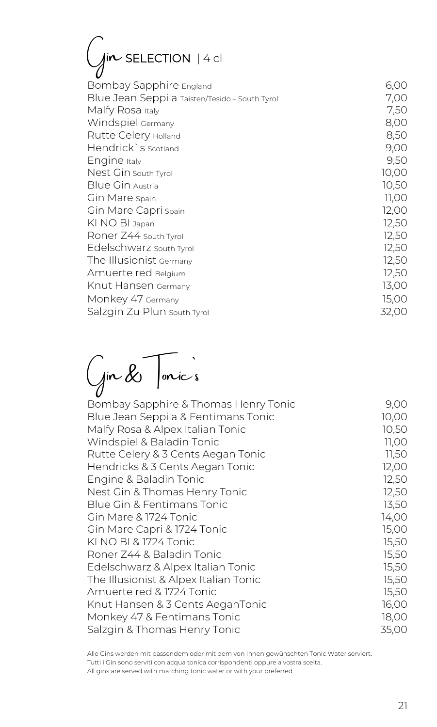# Gin SELECTION | 4 cl

| | |
|---|---|
| Bombay Sapphire England | 6,00 |
| Blue Jean Seppila Taisten/Tesido – South Tyrol | 7,00 |
| Malfy Rosa Italy | 7,50 |
| Windspiel Germany | 8,00 |
| Rutte Celery Holland | 8,50 |
| Hendrick`s Scotland | 9,00 |
| Engine Italy | 9,50 |
| Nest Gin South Tyrol | 10,00 |
| Blue Gin Austria | 10,50 |
| Gin Mare Spain | 11,00 |
| Gin Mare Capri Spain | 12,00 |
| KI NO BI Japan | 12,50 |
| Roner Z44 South Tyrol | 12,50 |
| Edelschwarz South Tyrol | 12,50 |
| The Illusionist Germany | 12,50 |
| Amuerte red Belgium | 12,50 |
| Knut Hansen Germany | 13,00 |
| Monkey 47 Germany | 15,00 |
| Salzgin Zu Plun South Tyrol | 32,00 |

# Gin & Tonic`s

| | |
|---|---|
| Bombay Sapphire & Thomas Henry Tonic | 9,00 |
| Blue Jean Seppila & Fentimans Tonic | 10,00 |
| Malfy Rosa & Alpex Italian Tonic | 10,50 |
| Windspiel & Baladin Tonic | 11,00 |
| Rutte Celery & 3 Cents Aegan Tonic | 11,50 |
| Hendricks & 3 Cents Aegan Tonic | 12,00 |
| Engine & Baladin Tonic | 12,50 |
| Nest Gin & Thomas Henry Tonic | 12,50 |
| Blue Gin & Fentimans Tonic | 13,50 |
| Gin Mare & 1724 Tonic | 14,00 |
| Gin Mare Capri & 1724 Tonic | 15,00 |
| KI NO BI & 1724 Tonic | 15,50 |
| Roner Z44 & Baladin Tonic | 15,50 |
| Edelschwarz & Alpex Italian Tonic | 15,50 |
| The Illusionist & Alpex Italian Tonic | 15,50 |
| Amuerte red & 1724 Tonic | 15,50 |
| Knut Hansen & 3 Cents AeganTonic | 16,00 |
| Monkey 47 & Fentimans Tonic | 18,00 |
| Salzgin & Thomas Henry Tonic | 35,00 |

Alle Gins werden mit passendem oder mit dem von Ihnen gewünschten Tonic Water serviert.
Tutti i Gin sono serviti con acqua tonica corrispondenti oppure a vostra scelta.
All gins are served with matching tonic water or with your preferred.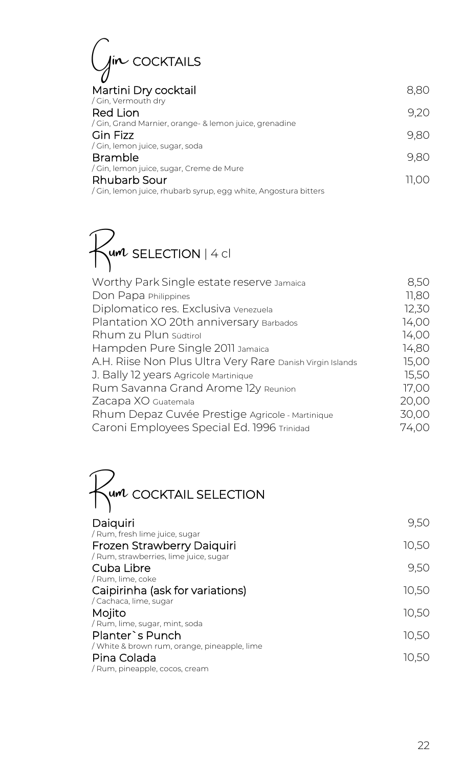## Gin COCKTAILS

| Cocktail | Price |
|---|---|
| Martini Dry cocktail<br>/ Gin, Vermouth dry | 8,80 |
| Red Lion<br>/ Gin, Grand Marnier, orange- & lemon juice, grenadine | 9,20 |
| Gin Fizz<br>/ Gin, lemon juice, sugar, soda | 9,80 |
| Bramble<br>/ Gin, lemon juice, sugar, Creme de Mure | 9,80 |
| Rhubarb Sour<br>/ Gin, lemon juice, rhubarb syrup, egg white, Angostura bitters | 11,00 |

## Rum SELECTION | 4 cl

| Rum | Price |
|---|---|
| Worthy Park Single estate reserve Jamaica | 8,50 |
| Don Papa Philippines | 11,80 |
| Diplomatico res. Exclusiva Venezuela | 12,30 |
| Plantation XO 20th anniversary Barbados | 14,00 |
| Rhum zu Plun Südtirol | 14,00 |
| Hampden Pure Single 2011 Jamaica | 14,80 |
| A.H. Riise Non Plus Ultra Very Rare Danish Virgin Islands | 15,00 |
| J. Bally 12 years Agricole Martinique | 15,50 |
| Rum Savanna Grand Arome 12y Reunion | 17,00 |
| Zacapa XO Guatemala | 20,00 |
| Rhum Depaz Cuvée Prestige Agricole - Martinique | 30,00 |
| Caroni Employees Special Ed. 1996 Trinidad | 74,00 |

## Rum COCKTAIL SELECTION

| Cocktail | Price |
|---|---|
| Daiquiri<br>/ Rum, fresh lime juice, sugar | 9,50 |
| Frozen Strawberry Daiquiri<br>/ Rum, strawberries, lime juice, sugar | 10,50 |
| Cuba Libre<br>/ Rum, lime, coke | 9,50 |
| Caipirinha (ask for variations)<br>/ Cachaca, lime, sugar | 10,50 |
| Mojito<br>/ Rum, lime, sugar, mint, soda | 10,50 |
| Planter`s Punch<br>/ White & brown rum, orange, pineapple, lime | 10,50 |
| Pina Colada<br>/ Rum, pineapple, cocos, cream | 10,50 |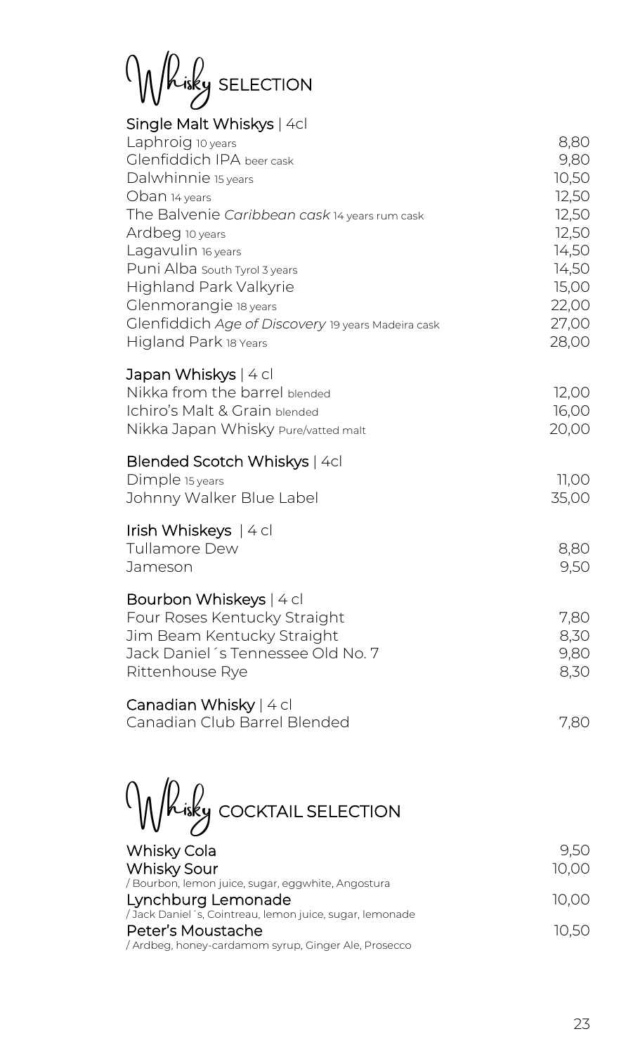# Whisky SELECTION

## Single Malt Whiskys | 4cl

| | |
|---|---|
| Laphroig 10 years | 8,80 |
| Glenfiddich IPA beer cask | 9,80 |
| Dalwhinnie 15 years | 10,50 |
| Oban 14 years | 12,50 |
| The Balvenie *Caribbean cask* 14 years rum cask | 12,50 |
| Ardbeg 10 years | 12,50 |
| Lagavulin 16 years | 14,50 |
| Puni Alba South Tyrol 3 years | 14,50 |
| Highland Park Valkyrie | 15,00 |
| Glenmorangie 18 years | 22,00 |
| Glenfiddich *Age of Discovery* 19 years Madeira cask | 27,00 |
| Higland Park 18 Years | 28,00 |

## Japan Whiskys | 4 cl

| | |
|---|---|
| Nikka from the barrel blended | 12,00 |
| Ichiro's Malt & Grain blended | 16,00 |
| Nikka Japan Whisky Pure/vatted malt | 20,00 |

## Blended Scotch Whiskys | 4cl

| | |
|---|---|
| Dimple 15 years | 11,00 |
| Johnny Walker Blue Label | 35,00 |

## Irish Whiskeys | 4 cl

| | |
|---|---|
| Tullamore Dew | 8,80 |
| Jameson | 9,50 |

## Bourbon Whiskeys | 4 cl

| | |
|---|---|
| Four Roses Kentucky Straight | 7,80 |
| Jim Beam Kentucky Straight | 8,30 |
| Jack Daniel´s Tennessee Old No. 7 | 9,80 |
| Rittenhouse Rye | 8,30 |

## Canadian Whisky | 4 cl

| | |
|---|---|
| Canadian Club Barrel Blended | 7,80 |

# Whisky COCKTAIL SELECTION

| | |
|---|---|
| **Whisky Cola** | 9,50 |
| **Whisky Sour** / Bourbon, lemon juice, sugar, eggwhite, Angostura | 10,00 |
| **Lynchburg Lemonade** / Jack Daniel´s, Cointreau, lemon juice, sugar, lemonade | 10,00 |
| **Peter's Moustache** / Ardbeg, honey-cardamom syrup, Ginger Ale, Prosecco | 10,50 |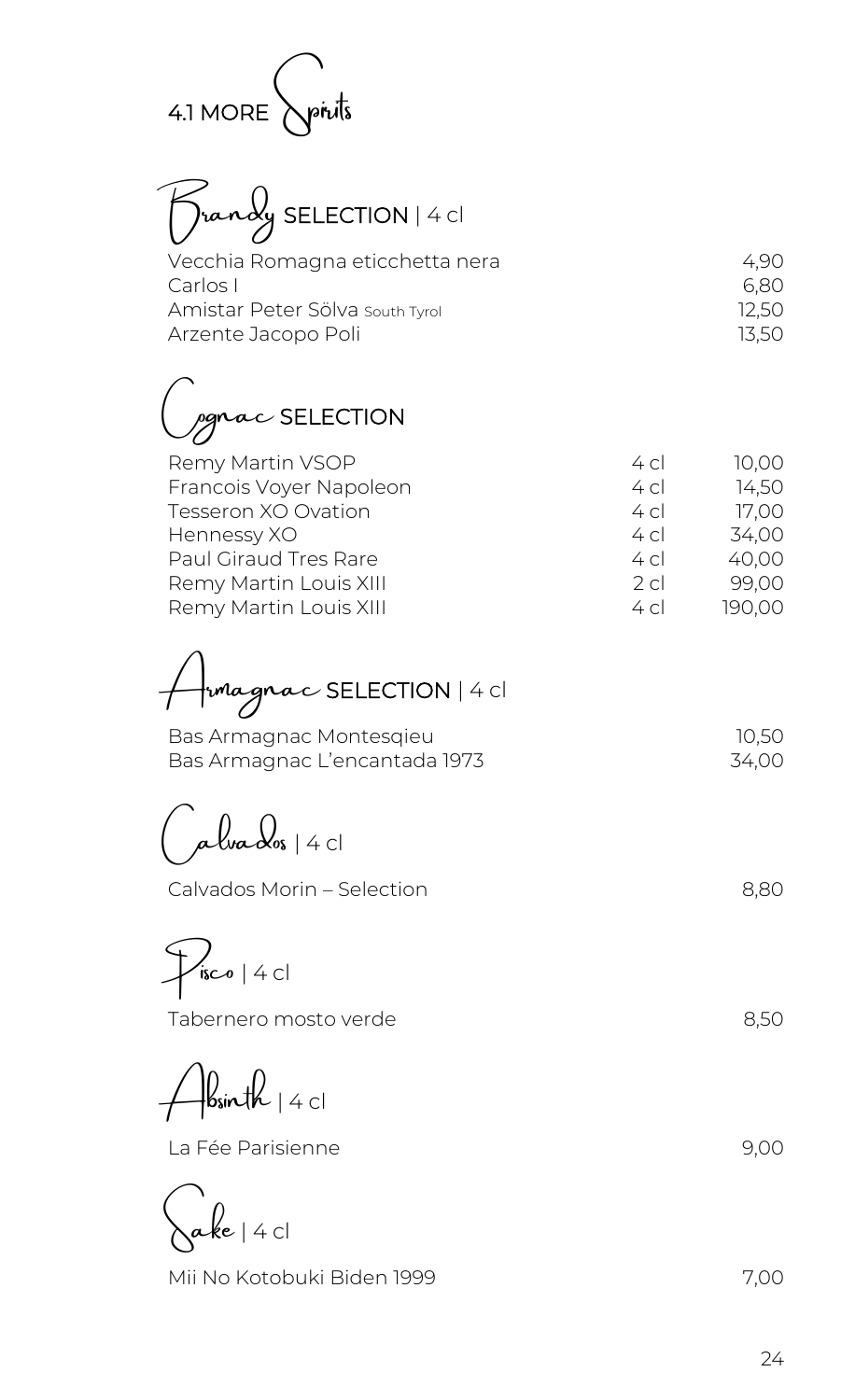# 4.1 MORE Spirits

## Brandy SELECTION | 4 cl

| | |
|---|---|
| Vecchia Romagna eticchetta nera | 4,90 |
| Carlos I | 6,80 |
| Amistar Peter Sölva South Tyrol | 12,50 |
| Arzente Jacopo Poli | 13,50 |

## Cognac SELECTION

| | | |
|---|---|---|
| Remy Martin VSOP | 4 cl | 10,00 |
| Francois Voyer Napoleon | 4 cl | 14,50 |
| Tesseron XO Ovation | 4 cl | 17,00 |
| Hennessy XO | 4 cl | 34,00 |
| Paul Giraud Tres Rare | 4 cl | 40,00 |
| Remy Martin Louis XIII | 2 cl | 99,00 |
| Remy Martin Louis XIII | 4 cl | 190,00 |

## Armagnac SELECTION | 4 cl

| | |
|---|---|
| Bas Armagnac Montesqieu | 10,50 |
| Bas Armagnac L'encantada 1973 | 34,00 |

## Calvados | 4 cl

| | |
|---|---|
| Calvados Morin – Selection | 8,80 |

## Pisco | 4 cl

| | |
|---|---|
| Tabernero mosto verde | 8,50 |

## Absinth | 4 cl

| | |
|---|---|
| La Fée Parisienne | 9,00 |

## Sake | 4 cl

| | |
|---|---|
| Mii No Kotobuki Biden 1999 | 7,00 |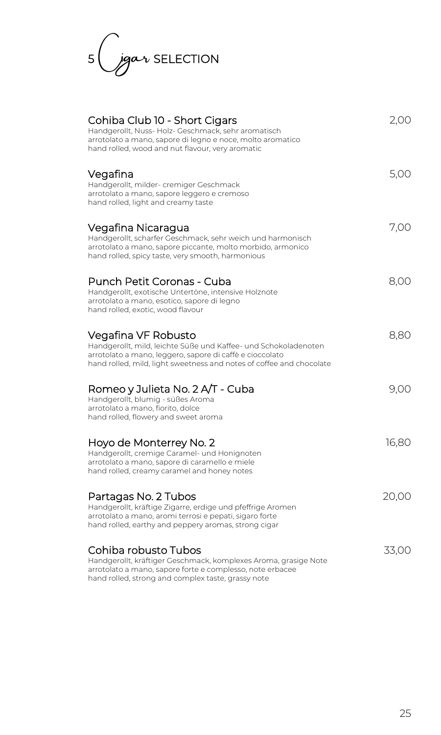# 5 Cigar SELECTION

### Cohiba Club 10 - Short Cigars
2,00

Handgerollt, Nuss- Holz- Geschmack, sehr aromatisch
arrotolato a mano, sapore di legno e noce, molto aromatico
hand rolled, wood and nut flavour, very aromatic

### Vegafina
5,00

Handgerollt, milder- cremiger Geschmack
arrotolato a mano, sapore leggero e cremoso
hand rolled, light and creamy taste

### Vegafina Nicaragua
7,00

Handgerollt, scharfer Geschmack, sehr weich und harmonisch
arrotolato a mano, sapore piccante, molto morbido, armonico
hand rolled, spicy taste, very smooth, harmonious

### Punch Petit Coronas - Cuba
8,00

Handgerollt, exotische Untertöne, intensive Holznote
arrotolato a mano, esotico, sapore di legno
hand rolled, exotic, wood flavour

### Vegafina VF Robusto
8,80

Handgerollt, mild, leichte Süße und Kaffee- und Schokoladenoten
arrotolato a mano, leggero, sapore di caffè e cioccolato
hand rolled, mild, light sweetness and notes of coffee and chocolate

### Romeo y Julieta No. 2 A/T - Cuba
9,00

Handgerollt, blumig - süßes Aroma
arrotolato a mano, fiorito, dolce
hand rolled, flowery and sweet aroma

### Hoyo de Monterrey No. 2
16,80

Handgerollt, cremige Caramel- und Honignoten
arrotolato a mano, sapore di caramello e miele
hand rolled, creamy caramel and honey notes

### Partagas No. 2 Tubos
20,00

Handgerollt, kräftige Zigarre, erdige und pfeffrige Aromen
arrotolato a mano, aromi terrosi e pepati, sigaro forte
hand rolled, earthy and peppery aromas, strong cigar

### Cohiba robusto Tubos
33,00

Handgerollt, kräftiger Geschmack, komplexes Aroma, grasige Note
arrotolato a mano, sapore forte e complesso, note erbacee
hand rolled, strong and complex taste, grassy note